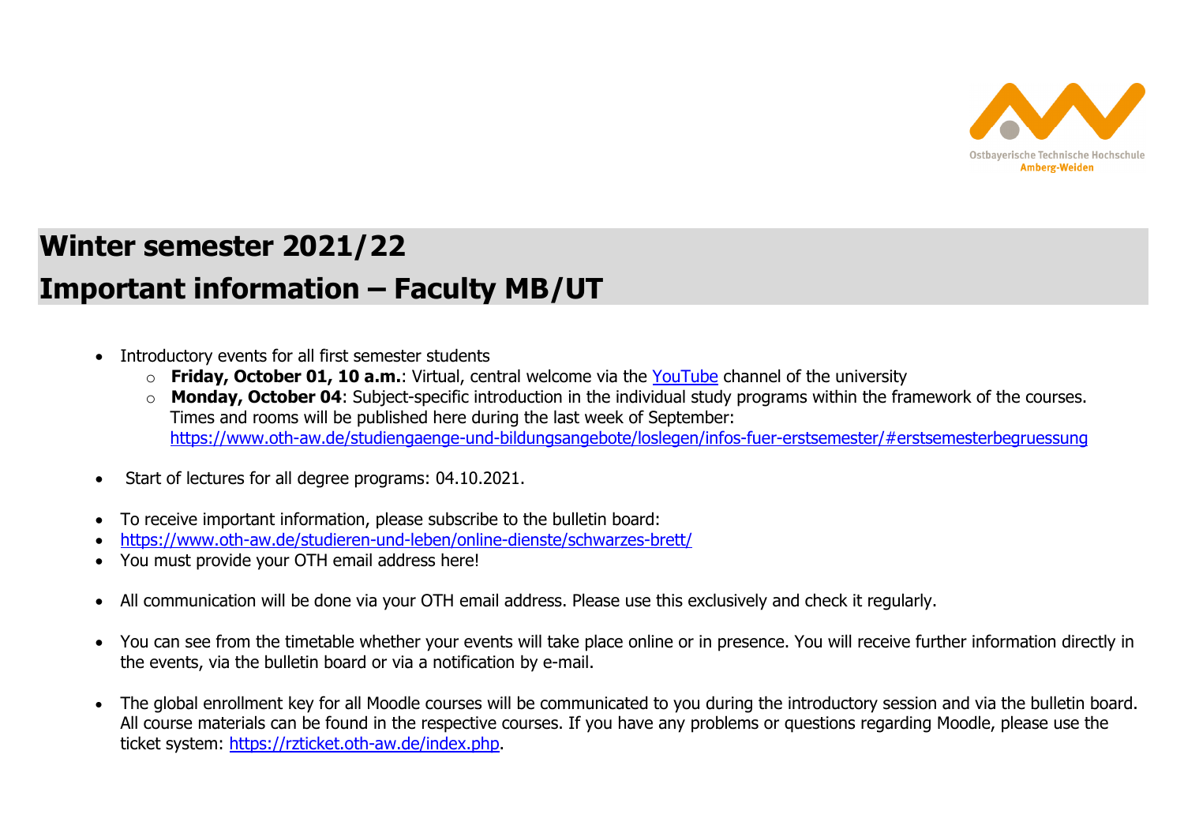# Winter semester 2021/22

# Important information – Faculty MB/UT

- Introductory events for all first semester students
  - **Friday, October 01, 10 a.m.**: Virtual, central welcome via the YouTube channel of the university
  - **Monday, October 04**: Subject-specific introduction in the individual study programs within the framework of the courses. Times and rooms will be published here during the last week of September: https://www.oth-aw.de/studiengaenge-und-bildungsangebote/loslegen/infos-fuer-erstsemester/#erstsemesterbegruessung

- Start of lectures for all degree programs: 04.10.2021.

- To receive important information, please subscribe to the bulletin board:
- https://www.oth-aw.de/studieren-und-leben/online-dienste/schwarzes-brett/
- You must provide your OTH email address here!

- All communication will be done via your OTH email address. Please use this exclusively and check it regularly.

- You can see from the timetable whether your events will take place online or in presence. You will receive further information directly in the events, via the bulletin board or via a notification by e-mail.

- The global enrollment key for all Moodle courses will be communicated to you during the introductory session and via the bulletin board. All course materials can be found in the respective courses. If you have any problems or questions regarding Moodle, please use the ticket system: https://rzticket.oth-aw.de/index.php.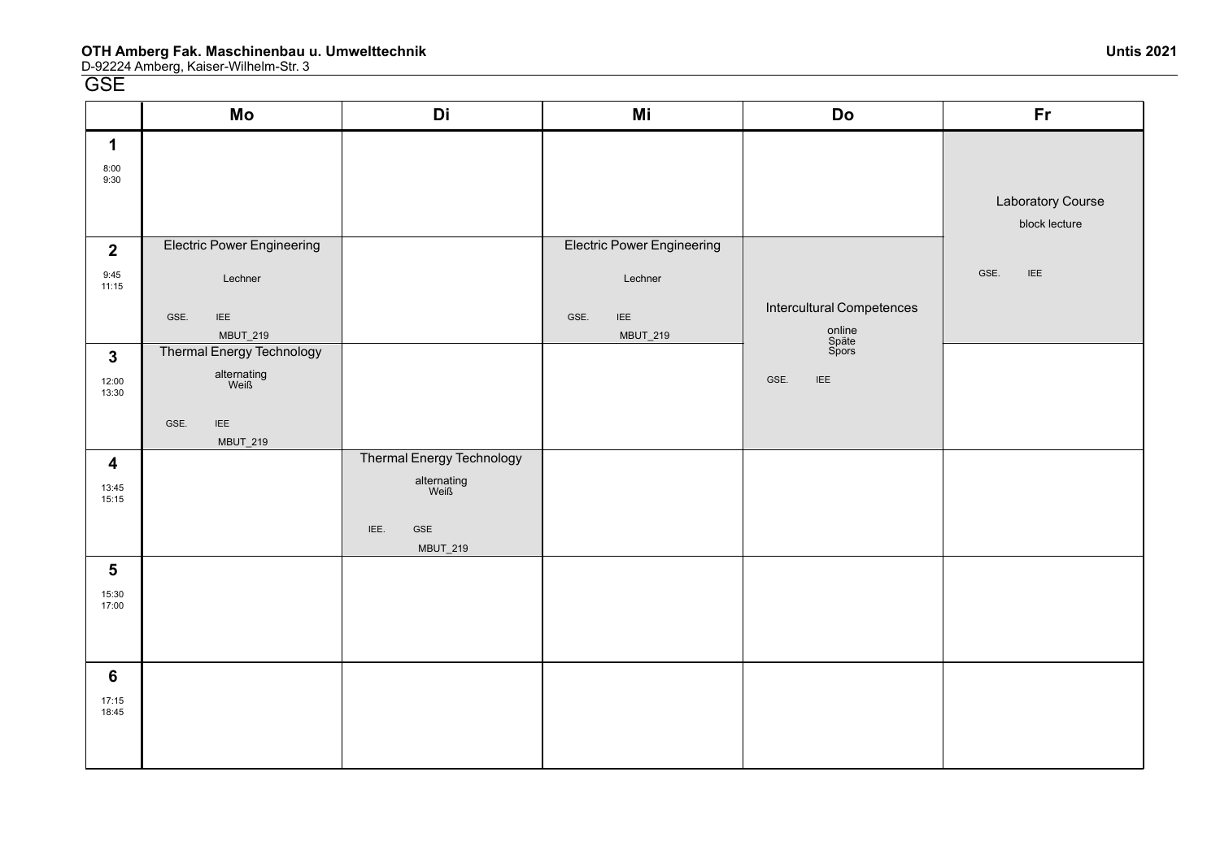**OTH Amberg Fak. Maschinenbau u. Umwelttechnik**
D-92224 Amberg, Kaiser-Wilhelm-Str. 3

**Untis 2021**

# GSE

| | Mo | Di | Mi | Do | Fr |
|---|---|---|---|---|---|
| **1** 8:00 9:30 | | | | | Laboratory Course block lecture GSE. IEE |
| **2** 9:45 11:15 | Electric Power Engineering Lechner GSE. IEE MBUT_219 | | Electric Power Engineering Lechner GSE. IEE MBUT_219 | Intercultural Competences online Späte Spors GSE. IEE | Laboratory Course block lecture GSE. IEE |
| **3** 12:00 13:30 | Thermal Energy Technology alternating Weiß GSE. IEE MBUT_219 | | | Intercultural Competences online Späte Spors GSE. IEE | |
| **4** 13:45 15:15 | | Thermal Energy Technology alternating Weiß IEE. GSE MBUT_219 | | | |
| **5** 15:30 17:00 | | | | | |
| **6** 17:15 18:45 | | | | | |